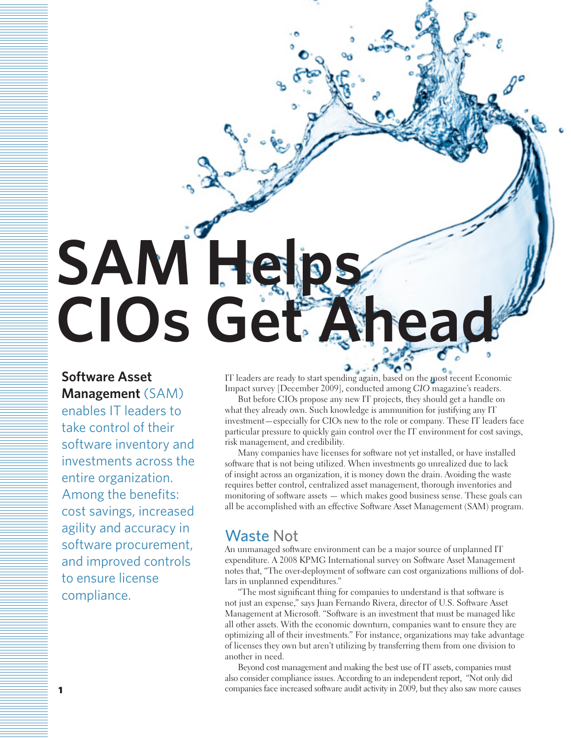# SAM Helps CIOs Get Ahead

**Software Asset Management** (SAM) enables IT leaders to take control of their software inventory and investments across the entire organization. Among the benefits: cost savings, increased agility and accuracy in software procurement, and improved controls to ensure license compliance.

IT leaders are ready to start spending again, based on the most recent Economic Impact survey [December 2009], conducted among *CIO* magazine's readers.

But before CIOs propose any new IT projects, they should get a handle on what they already own. Such knowledge is ammunition for justifying any IT investment—especially for CIOs new to the role or company. These IT leaders face particular pressure to quickly gain control over the IT environment for cost savings, risk management, and credibility.

Many companies have licenses for software not yet installed, or have installed software that is not being utilized. When investments go unrealized due to lack of insight across an organization, it is money down the drain. Avoiding the waste requires better control, centralized asset management, thorough inventories and monitoring of software assets — which makes good business sense. These goals can all be accomplished with an effective Software Asset Management (SAM) program.

## Waste Not

An unmanaged software environment can be a major source of unplanned IT expenditure. A 2008 KPMG International survey on Software Asset Management notes that, "The over-deployment of software can cost organizations millions of dollars in unplanned expenditures."

"The most significant thing for companies to understand is that software is not just an expense," says Juan Fernando Rivera, director of U.S. Software Asset Management at Microsoft. "Software is an investment that must be managed like all other assets. With the economic downturn, companies want to ensure they are optimizing all of their investments." For instance, organizations may take advantage of licenses they own but aren't utilizing by transferring them from one division to another in need.

Beyond cost management and making the best use of IT assets, companies must also consider compliance issues. According to an independent report, "Not only did companies face increased software audit activity in 2009, but they also saw more causes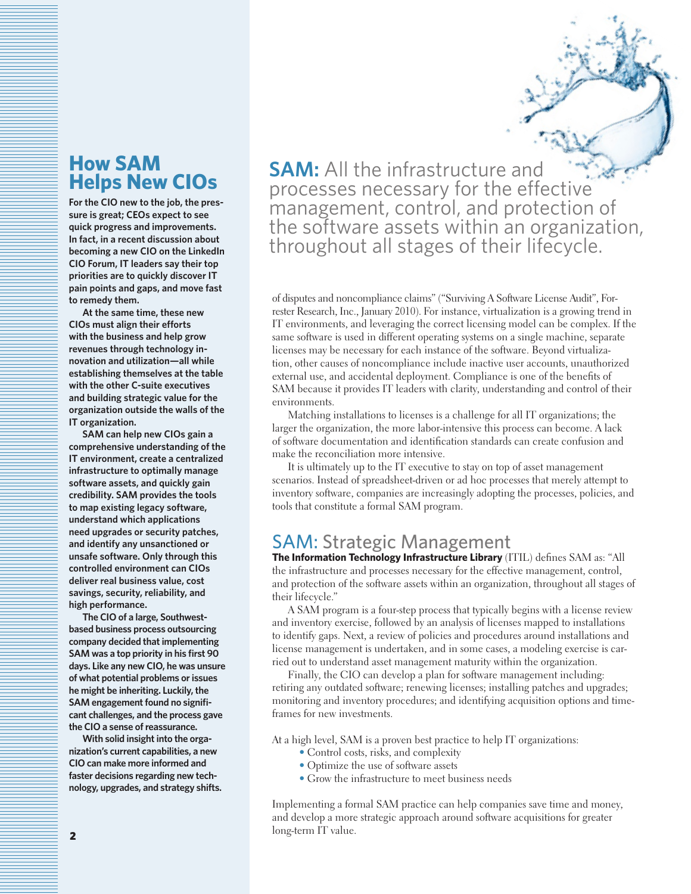## How SAM Helps New CIOs

**For the CIO new to the job, the pressure is great; CEOs expect to see quick progress and improvements. In fact, in a recent discussion about becoming a new CIO on the LinkedIn CIO Forum, IT leaders say their top priorities are to quickly discover IT pain points and gaps, and move fast to remedy them.**

**At the same time, these new CIOs must align their efforts with the business and help grow revenues through technology innovation and utilization—all while establishing themselves at the table with the other C-suite executives and building strategic value for the organization outside the walls of the IT organization.**

**SAM can help new CIOs gain a comprehensive understanding of the IT environment, create a centralized infrastructure to optimally manage software assets, and quickly gain credibility. SAM provides the tools to map existing legacy software, understand which applications need upgrades or security patches, and identify any unsanctioned or unsafe software. Only through this controlled environment can CIOs deliver real business value, cost savings, security, reliability, and high performance.**

**The CIO of a large, Southwest-based business process outsourcing company decided that implementing SAM was a top priority in his first 90 days. Like any new CIO, he was unsure of what potential problems or issues he might be inheriting. Luckily, the SAM engagement found no significant challenges, and the process gave the CIO a sense of reassurance.**

**With solid insight into the organization's current capabilities, a new CIO can make more informed and faster decisions regarding new technology, upgrades, and strategy shifts.**

**SAM:** All the infrastructure and processes necessary for the effective management, control, and protection of the software assets within an organization, throughout all stages of their lifecycle.

of disputes and noncompliance claims" ("Surviving A Software License Audit", Forrester Research, Inc., January 2010). For instance, virtualization is a growing trend in IT environments, and leveraging the correct licensing model can be complex. If the same software is used in different operating systems on a single machine, separate licenses may be necessary for each instance of the software. Beyond virtualization, other causes of noncompliance include inactive user accounts, unauthorized external use, and accidental deployment. Compliance is one of the benefits of SAM because it provides IT leaders with clarity, understanding and control of their environments.

Matching installations to licenses is a challenge for all IT organizations; the larger the organization, the more labor-intensive this process can become. A lack of software documentation and identification standards can create confusion and make the reconciliation more intensive.

It is ultimately up to the IT executive to stay on top of asset management scenarios. Instead of spreadsheet-driven or ad hoc processes that merely attempt to inventory software, companies are increasingly adopting the processes, policies, and tools that constitute a formal SAM program.

## SAM: Strategic Management

**The Information Technology Infrastructure Library** (ITIL) defines SAM as: "All the infrastructure and processes necessary for the effective management, control, and protection of the software assets within an organization, throughout all stages of their lifecycle."

A SAM program is a four-step process that typically begins with a license review and inventory exercise, followed by an analysis of licenses mapped to installations to identify gaps. Next, a review of policies and procedures around installations and license management is undertaken, and in some cases, a modeling exercise is carried out to understand asset management maturity within the organization.

Finally, the CIO can develop a plan for software management including: retiring any outdated software; renewing licenses; installing patches and upgrades; monitoring and inventory procedures; and identifying acquisition options and timeframes for new investments.

At a high level, SAM is a proven best practice to help IT organizations:

- Control costs, risks, and complexity
- Optimize the use of software assets
- Grow the infrastructure to meet business needs

Implementing a formal SAM practice can help companies save time and money, and develop a more strategic approach around software acquisitions for greater long-term IT value.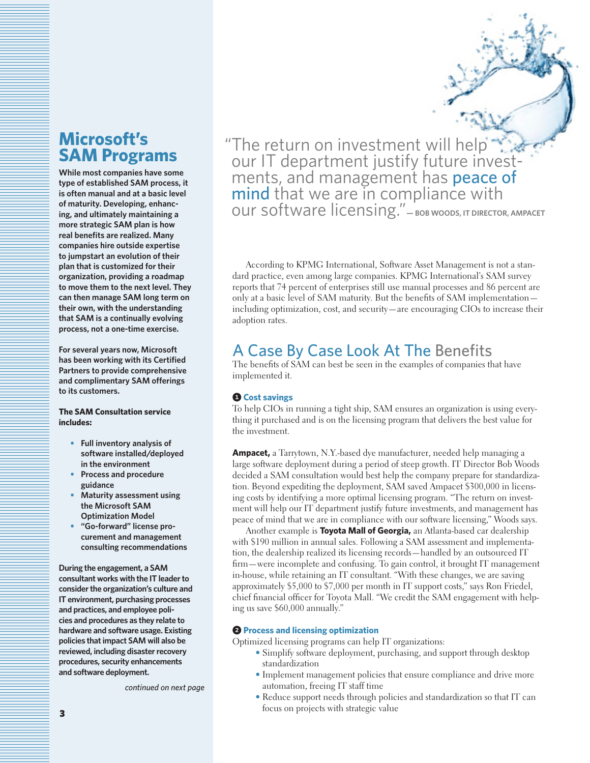## Microsoft's SAM Programs

**While most companies have some type of established SAM process, it is often manual and at a basic level of maturity. Developing, enhancing, and ultimately maintaining a more strategic SAM plan is how real benefits are realized. Many companies hire outside expertise to jumpstart an evolution of their plan that is customized for their organization, providing a roadmap to move them to the next level. They can then manage SAM long term on their own, with the understanding that SAM is a continually evolving process, not a one-time exercise.**

**For several years now, Microsoft has been working with its Certified Partners to provide comprehensive and complimentary SAM offerings to its customers.**

**The SAM Consultation service includes:**

- **Full inventory analysis of software installed/deployed in the environment**
- **Process and procedure guidance**
- **Maturity assessment using the Microsoft SAM Optimization Model**
- **"Go-forward" license procurement and management consulting recommendations**

**During the engagement, a SAM consultant works with the IT leader to consider the organization's culture and IT environment, purchasing processes and practices, and employee policies and procedures as they relate to hardware and software usage. Existing policies that impact SAM will also be reviewed, including disaster recovery procedures, security enhancements and software deployment.**

*continued on next page*

> "The return on investment will help our IT department justify future investments, and management has peace of mind that we are in compliance with our software licensing." — BOB WOODS, IT DIRECTOR, AMPACET

According to KPMG International, Software Asset Management is not a standard practice, even among large companies. KPMG International's SAM survey reports that 74 percent of enterprises still use manual processes and 86 percent are only at a basic level of SAM maturity. But the benefits of SAM implementation—including optimization, cost, and security—are encouraging CIOs to increase their adoption rates.

## A Case By Case Look At The Benefits

The benefits of SAM can best be seen in the examples of companies that have implemented it.

### 1 Cost savings

To help CIOs in running a tight ship, SAM ensures an organization is using everything it purchased and is on the licensing program that delivers the best value for the investment.

**Ampacet,** a Tarrytown, N.Y.-based dye manufacturer, needed help managing a large software deployment during a period of steep growth. IT Director Bob Woods decided a SAM consultation would best help the company prepare for standardization. Beyond expediting the deployment, SAM saved Ampacet $300,000 in licensing costs by identifying a more optimal licensing program. "The return on investment will help our IT department justify future investments, and management has peace of mind that we are in compliance with our software licensing," Woods says.

Another example is **Toyota Mall of Georgia,** an Atlanta-based car dealership with $190 million in annual sales. Following a SAM assessment and implementation, the dealership realized its licensing records—handled by an outsourced IT firm—were incomplete and confusing. To gain control, it brought IT management in-house, while retaining an IT consultant. "With these changes, we are saving approximately $5,000 to $7,000 per month in IT support costs," says Ron Friedel, chief financial officer for Toyota Mall. "We credit the SAM engagement with helping us save $60,000 annually."

### 2 Process and licensing optimization

Optimized licensing programs can help IT organizations:

- Simplify software deployment, purchasing, and support through desktop standardization
- Implement management policies that ensure compliance and drive more automation, freeing IT staff time
- Reduce support needs through policies and standardization so that IT can focus on projects with strategic value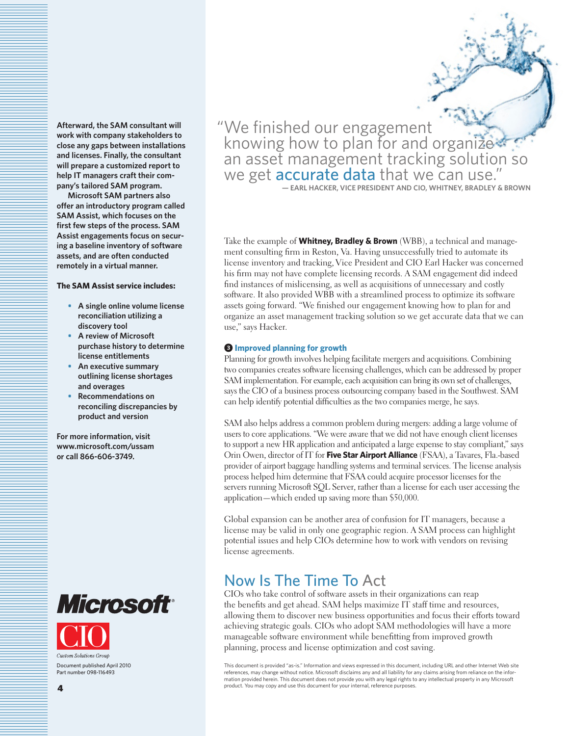**Afterward, the SAM consultant will work with company stakeholders to close any gaps between installations and licenses. Finally, the consultant will prepare a customized report to help IT managers craft their company's tailored SAM program.**

**Microsoft SAM partners also offer an introductory program called SAM Assist, which focuses on the first few steps of the process. SAM Assist engagements focus on securing a baseline inventory of software assets, and are often conducted remotely in a virtual manner.**

**The SAM Assist service includes:**

- **A single online volume license reconciliation utilizing a discovery tool**
- **A review of Microsoft purchase history to determine license entitlements**
- **An executive summary outlining license shortages and overages**
- **Recommendations on reconciling discrepancies by product and version**

**For more information, visit www.microsoft.com/ussam or call 866-606-3749.**

> "We finished our engagement knowing how to plan for and organize an asset management tracking solution so we get accurate data that we can use."
>
> — EARL HACKER, VICE PRESIDENT AND CIO, WHITNEY, BRADLEY & BROWN

Take the example of **Whitney, Bradley & Brown** (WBB), a technical and management consulting firm in Reston, Va. Having unsuccessfully tried to automate its license inventory and tracking, Vice President and CIO Earl Hacker was concerned his firm may not have complete licensing records. A SAM engagement did indeed find instances of mislicensing, as well as acquisitions of unnecessary and costly software. It also provided WBB with a streamlined process to optimize its software assets going forward. "We finished our engagement knowing how to plan for and organize an asset management tracking solution so we get accurate data that we can use," says Hacker.

### 3 Improved planning for growth

Planning for growth involves helping facilitate mergers and acquisitions. Combining two companies creates software licensing challenges, which can be addressed by proper SAM implementation. For example, each acquisition can bring its own set of challenges, says the CIO of a business process outsourcing company based in the Southwest. SAM can help identify potential difficulties as the two companies merge, he says.

SAM also helps address a common problem during mergers: adding a large volume of users to core applications. "We were aware that we did not have enough client licenses to support a new HR application and anticipated a large expense to stay compliant," says Orin Owen, director of IT for **Five Star Airport Alliance** (FSAA), a Tavares, Fla.-based provider of airport baggage handling systems and terminal services. The license analysis process helped him determine that FSAA could acquire processor licenses for the servers running Microsoft SQL Server, rather than a license for each user accessing the application—which ended up saving more than $50,000.

Global expansion can be another area of confusion for IT managers, because a license may be valid in only one geographic region. A SAM process can highlight potential issues and help CIOs determine how to work with vendors on revising license agreements.

## Now Is The Time To Act

CIOs who take control of software assets in their organizations can reap the benefits and get ahead. SAM helps maximize IT staff time and resources, allowing them to discover new business opportunities and focus their efforts toward achieving strategic goals. CIOs who adopt SAM methodologies will have a more manageable software environment while benefitting from improved growth planning, process and license optimization and cost saving.

Microsoft

CIO

*Custom Solutions Group*

Document published April 2010
Part number 098-116493

This document is provided "as-is." Information and views expressed in this document, including URL and other Internet Web site references, may change without notice. Microsoft disclaims any and all liability for any claims arising from reliance on the information provided herein. This document does not provide you with any legal rights to any intellectual property in any Microsoft product. You may copy and use this document for your internal, reference purposes.